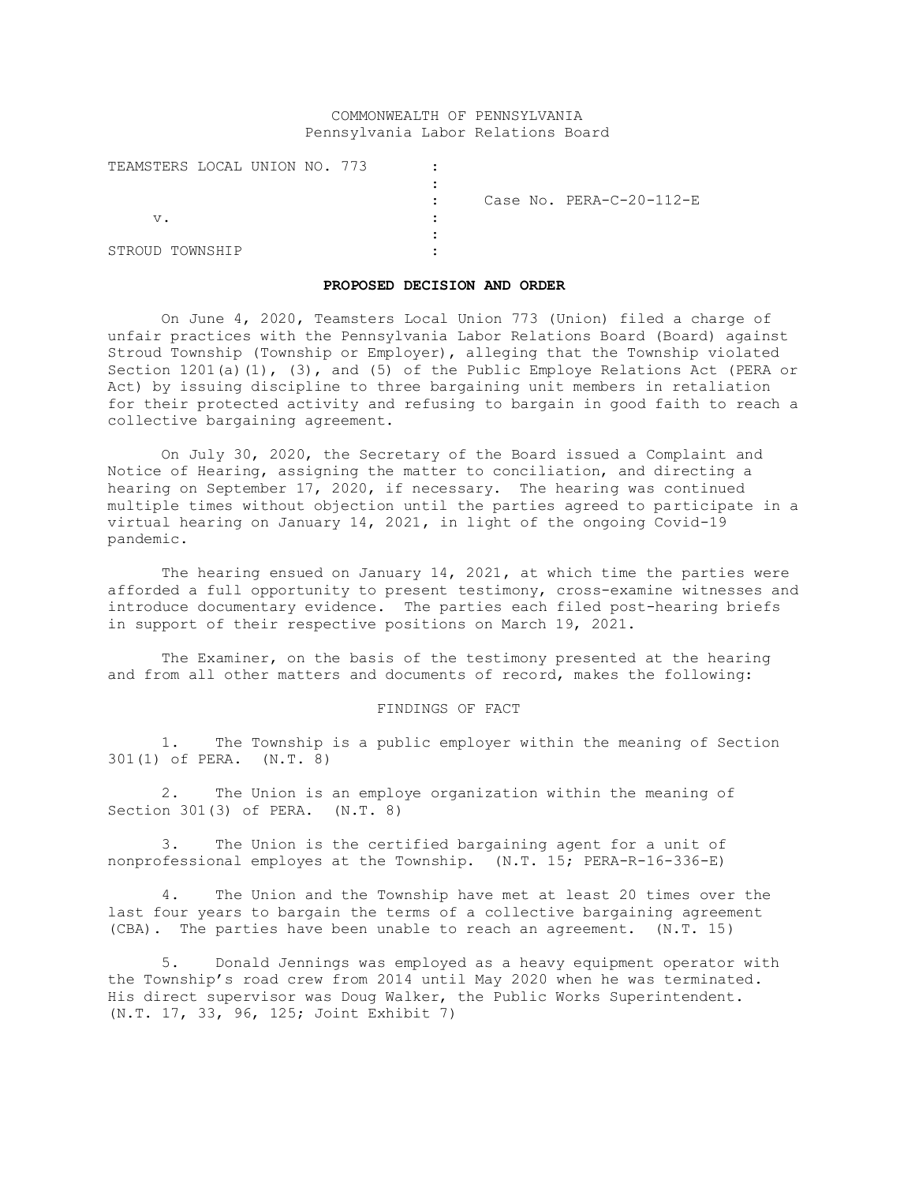COMMONWEALTH OF PENNSYLVANIA
Pennsylvania Labor Relations Board

| | | |
|---|---|---|
| TEAMSTERS LOCAL UNION NO. 773 | : | |
| | : | Case No. PERA-C-20-112-E |
| v. | : | |
| STROUD TOWNSHIP | : | |

**PROPOSED DECISION AND ORDER**

On June 4, 2020, Teamsters Local Union 773 (Union) filed a charge of unfair practices with the Pennsylvania Labor Relations Board (Board) against Stroud Township (Township or Employer), alleging that the Township violated Section 1201(a)(1), (3), and (5) of the Public Employe Relations Act (PERA or Act) by issuing discipline to three bargaining unit members in retaliation for their protected activity and refusing to bargain in good faith to reach a collective bargaining agreement.

On July 30, 2020, the Secretary of the Board issued a Complaint and Notice of Hearing, assigning the matter to conciliation, and directing a hearing on September 17, 2020, if necessary. The hearing was continued multiple times without objection until the parties agreed to participate in a virtual hearing on January 14, 2021, in light of the ongoing Covid-19 pandemic.

The hearing ensued on January 14, 2021, at which time the parties were afforded a full opportunity to present testimony, cross-examine witnesses and introduce documentary evidence. The parties each filed post-hearing briefs in support of their respective positions on March 19, 2021.

The Examiner, on the basis of the testimony presented at the hearing and from all other matters and documents of record, makes the following:

FINDINGS OF FACT

1. The Township is a public employer within the meaning of Section 301(1) of PERA. (N.T. 8)

2. The Union is an employe organization within the meaning of Section 301(3) of PERA. (N.T. 8)

3. The Union is the certified bargaining agent for a unit of nonprofessional employes at the Township. (N.T. 15; PERA-R-16-336-E)

4. The Union and the Township have met at least 20 times over the last four years to bargain the terms of a collective bargaining agreement (CBA). The parties have been unable to reach an agreement. (N.T. 15)

5. Donald Jennings was employed as a heavy equipment operator with the Township's road crew from 2014 until May 2020 when he was terminated. His direct supervisor was Doug Walker, the Public Works Superintendent. (N.T. 17, 33, 96, 125; Joint Exhibit 7)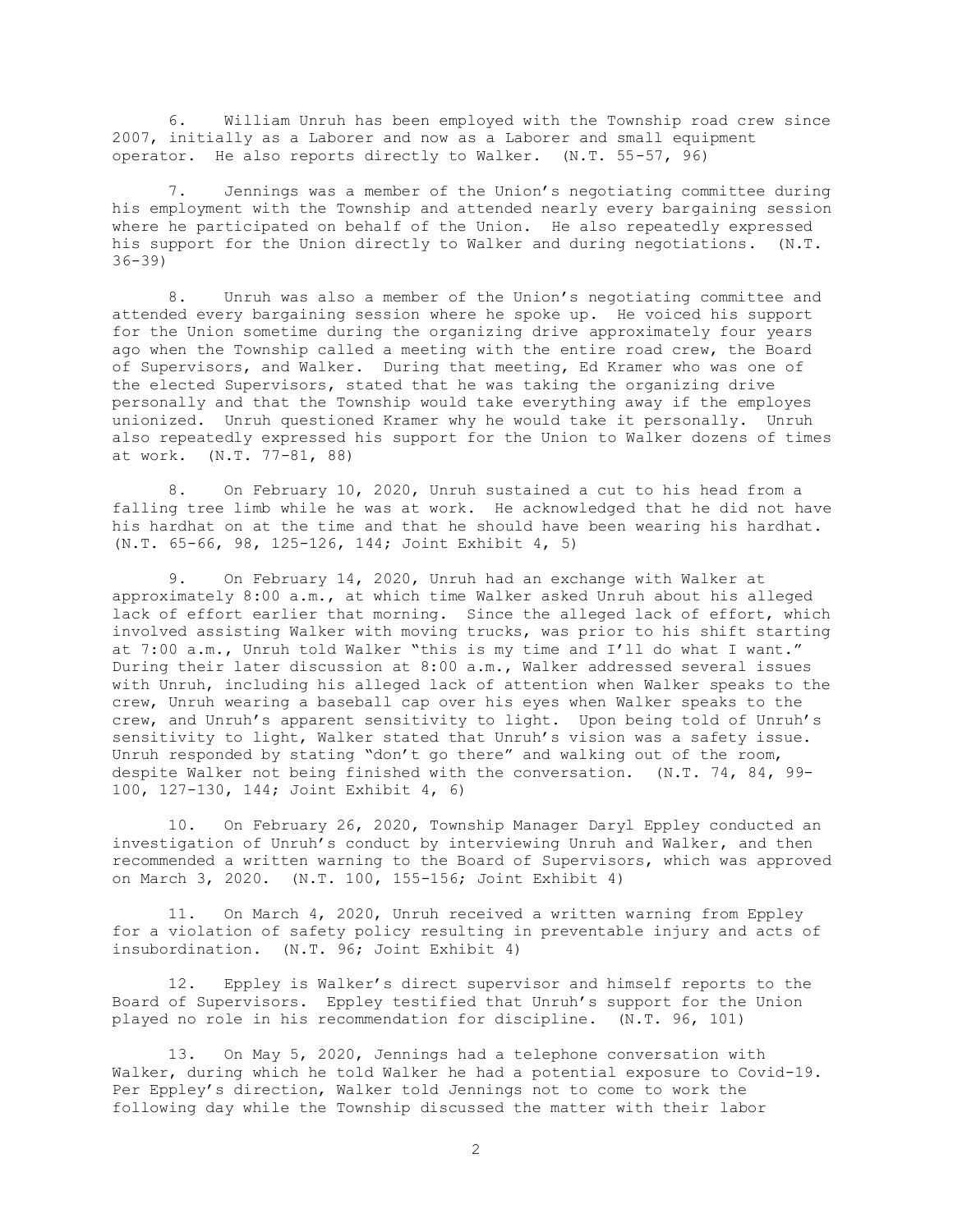6. William Unruh has been employed with the Township road crew since 2007, initially as a Laborer and now as a Laborer and small equipment operator. He also reports directly to Walker. (N.T. 55-57, 96)

7. Jennings was a member of the Union's negotiating committee during his employment with the Township and attended nearly every bargaining session where he participated on behalf of the Union. He also repeatedly expressed his support for the Union directly to Walker and during negotiations. (N.T. 36-39)

8. Unruh was also a member of the Union's negotiating committee and attended every bargaining session where he spoke up. He voiced his support for the Union sometime during the organizing drive approximately four years ago when the Township called a meeting with the entire road crew, the Board of Supervisors, and Walker. During that meeting, Ed Kramer who was one of the elected Supervisors, stated that he was taking the organizing drive personally and that the Township would take everything away if the employes unionized. Unruh questioned Kramer why he would take it personally. Unruh also repeatedly expressed his support for the Union to Walker dozens of times at work. (N.T. 77-81, 88)

8. On February 10, 2020, Unruh sustained a cut to his head from a falling tree limb while he was at work. He acknowledged that he did not have his hardhat on at the time and that he should have been wearing his hardhat. (N.T. 65-66, 98, 125-126, 144; Joint Exhibit 4, 5)

9. On February 14, 2020, Unruh had an exchange with Walker at approximately 8:00 a.m., at which time Walker asked Unruh about his alleged lack of effort earlier that morning. Since the alleged lack of effort, which involved assisting Walker with moving trucks, was prior to his shift starting at 7:00 a.m., Unruh told Walker "this is my time and I'll do what I want." During their later discussion at 8:00 a.m., Walker addressed several issues with Unruh, including his alleged lack of attention when Walker speaks to the crew, Unruh wearing a baseball cap over his eyes when Walker speaks to the crew, and Unruh's apparent sensitivity to light. Upon being told of Unruh's sensitivity to light, Walker stated that Unruh's vision was a safety issue. Unruh responded by stating "don't go there" and walking out of the room, despite Walker not being finished with the conversation. (N.T. 74, 84, 99-100, 127-130, 144; Joint Exhibit 4, 6)

10. On February 26, 2020, Township Manager Daryl Eppley conducted an investigation of Unruh's conduct by interviewing Unruh and Walker, and then recommended a written warning to the Board of Supervisors, which was approved on March 3, 2020. (N.T. 100, 155-156; Joint Exhibit 4)

11. On March 4, 2020, Unruh received a written warning from Eppley for a violation of safety policy resulting in preventable injury and acts of insubordination. (N.T. 96; Joint Exhibit 4)

12. Eppley is Walker's direct supervisor and himself reports to the Board of Supervisors. Eppley testified that Unruh's support for the Union played no role in his recommendation for discipline. (N.T. 96, 101)

13. On May 5, 2020, Jennings had a telephone conversation with Walker, during which he told Walker he had a potential exposure to Covid-19. Per Eppley's direction, Walker told Jennings not to come to work the following day while the Township discussed the matter with their labor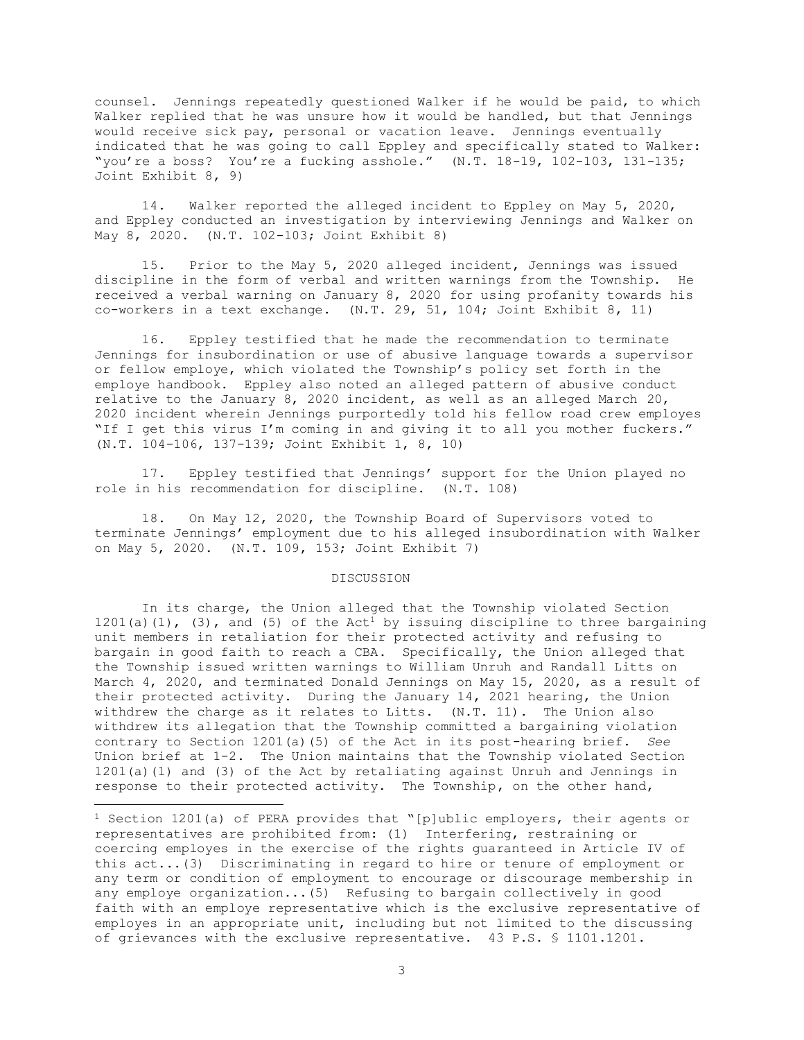counsel. Jennings repeatedly questioned Walker if he would be paid, to which Walker replied that he was unsure how it would be handled, but that Jennings would receive sick pay, personal or vacation leave. Jennings eventually indicated that he was going to call Eppley and specifically stated to Walker: "you're a boss? You're a fucking asshole." (N.T. 18-19, 102-103, 131-135; Joint Exhibit 8, 9)

14. Walker reported the alleged incident to Eppley on May 5, 2020, and Eppley conducted an investigation by interviewing Jennings and Walker on May 8, 2020. (N.T. 102-103; Joint Exhibit 8)

15. Prior to the May 5, 2020 alleged incident, Jennings was issued discipline in the form of verbal and written warnings from the Township. He received a verbal warning on January 8, 2020 for using profanity towards his co-workers in a text exchange. (N.T. 29, 51, 104; Joint Exhibit 8, 11)

16. Eppley testified that he made the recommendation to terminate Jennings for insubordination or use of abusive language towards a supervisor or fellow employe, which violated the Township's policy set forth in the employe handbook. Eppley also noted an alleged pattern of abusive conduct relative to the January 8, 2020 incident, as well as an alleged March 20, 2020 incident wherein Jennings purportedly told his fellow road crew employes "If I get this virus I'm coming in and giving it to all you mother fuckers." (N.T. 104-106, 137-139; Joint Exhibit 1, 8, 10)

17. Eppley testified that Jennings' support for the Union played no role in his recommendation for discipline. (N.T. 108)

18. On May 12, 2020, the Township Board of Supervisors voted to terminate Jennings' employment due to his alleged insubordination with Walker on May 5, 2020. (N.T. 109, 153; Joint Exhibit 7)

## DISCUSSION

In its charge, the Union alleged that the Township violated Section 1201(a)(1), (3), and (5) of the Act[1] by issuing discipline to three bargaining unit members in retaliation for their protected activity and refusing to bargain in good faith to reach a CBA. Specifically, the Union alleged that the Township issued written warnings to William Unruh and Randall Litts on March 4, 2020, and terminated Donald Jennings on May 15, 2020, as a result of their protected activity. During the January 14, 2021 hearing, the Union withdrew the charge as it relates to Litts. (N.T. 11). The Union also withdrew its allegation that the Township committed a bargaining violation contrary to Section 1201(a)(5) of the Act in its post-hearing brief. *See* Union brief at 1-2. The Union maintains that the Township violated Section 1201(a)(1) and (3) of the Act by retaliating against Unruh and Jennings in response to their protected activity. The Township, on the other hand,

---

[1] Section 1201(a) of PERA provides that "[p]ublic employers, their agents or representatives are prohibited from: (1) Interfering, restraining or coercing employes in the exercise of the rights guaranteed in Article IV of this act...(3) Discriminating in regard to hire or tenure of employment or any term or condition of employment to encourage or discourage membership in any employe organization...(5) Refusing to bargain collectively in good faith with an employe representative which is the exclusive representative of employes in an appropriate unit, including but not limited to the discussing of grievances with the exclusive representative. 43 P.S. § 1101.1201.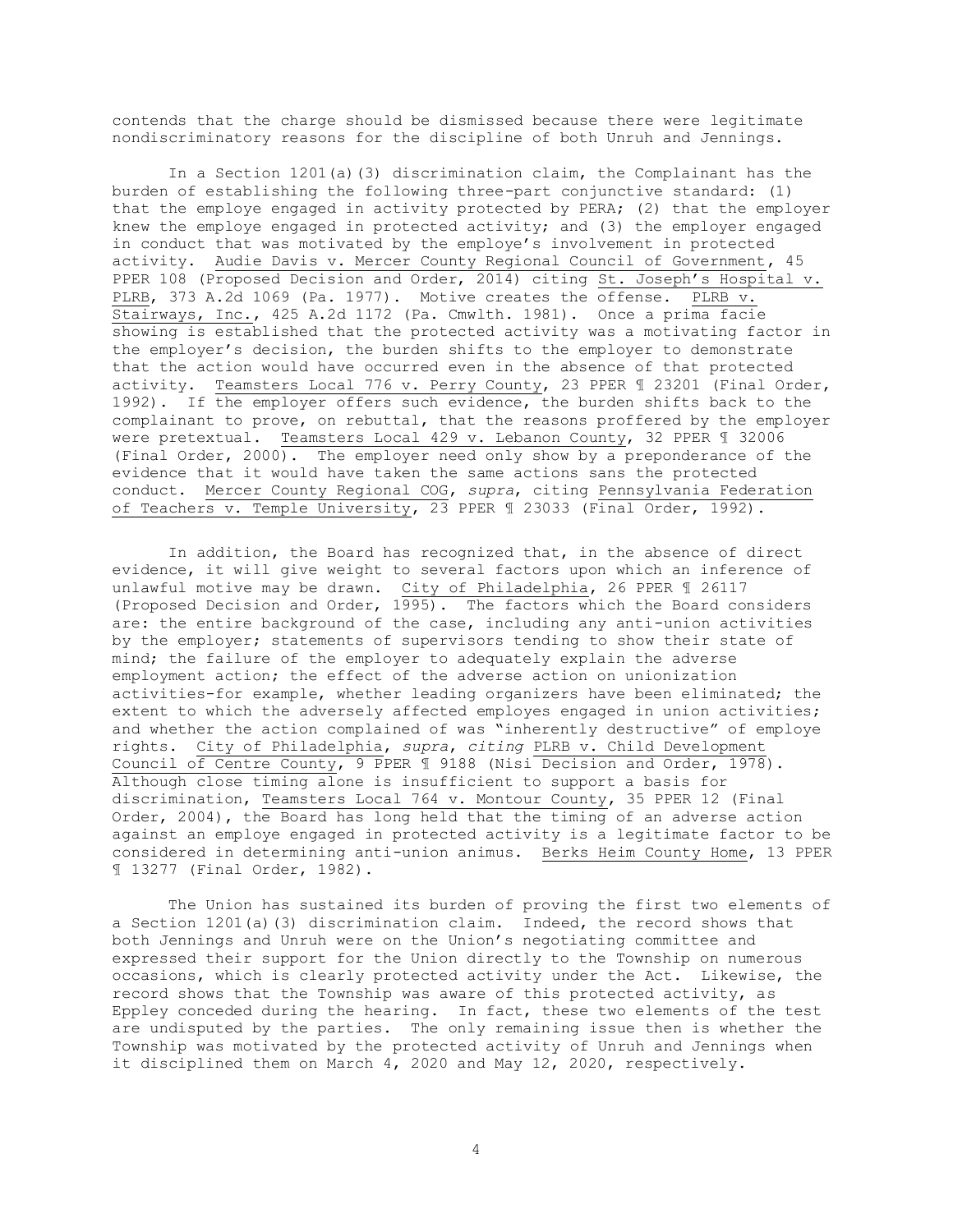contends that the charge should be dismissed because there were legitimate nondiscriminatory reasons for the discipline of both Unruh and Jennings.

In a Section 1201(a)(3) discrimination claim, the Complainant has the burden of establishing the following three-part conjunctive standard: (1) that the employe engaged in activity protected by PERA; (2) that the employer knew the employe engaged in protected activity; and (3) the employer engaged in conduct that was motivated by the employe's involvement in protected activity. Audie Davis v. Mercer County Regional Council of Government, 45 PPER 108 (Proposed Decision and Order, 2014) citing St. Joseph's Hospital v. PLRB, 373 A.2d 1069 (Pa. 1977). Motive creates the offense. PLRB v. Stairways, Inc., 425 A.2d 1172 (Pa. Cmwlth. 1981). Once a prima facie showing is established that the protected activity was a motivating factor in the employer's decision, the burden shifts to the employer to demonstrate that the action would have occurred even in the absence of that protected activity. Teamsters Local 776 v. Perry County, 23 PPER ¶ 23201 (Final Order, 1992). If the employer offers such evidence, the burden shifts back to the complainant to prove, on rebuttal, that the reasons proffered by the employer were pretextual. Teamsters Local 429 v. Lebanon County, 32 PPER ¶ 32006 (Final Order, 2000). The employer need only show by a preponderance of the evidence that it would have taken the same actions sans the protected conduct. Mercer County Regional COG, *supra*, citing Pennsylvania Federation of Teachers v. Temple University, 23 PPER ¶ 23033 (Final Order, 1992).

In addition, the Board has recognized that, in the absence of direct evidence, it will give weight to several factors upon which an inference of unlawful motive may be drawn. City of Philadelphia, 26 PPER ¶ 26117 (Proposed Decision and Order, 1995). The factors which the Board considers are: the entire background of the case, including any anti-union activities by the employer; statements of supervisors tending to show their state of mind; the failure of the employer to adequately explain the adverse employment action; the effect of the adverse action on unionization activities-for example, whether leading organizers have been eliminated; the extent to which the adversely affected employes engaged in union activities; and whether the action complained of was "inherently destructive" of employe rights. City of Philadelphia, *supra*, *citing* PLRB v. Child Development Council of Centre County, 9 PPER ¶ 9188 (Nisi Decision and Order, 1978). Although close timing alone is insufficient to support a basis for discrimination, Teamsters Local 764 v. Montour County, 35 PPER 12 (Final Order, 2004), the Board has long held that the timing of an adverse action against an employe engaged in protected activity is a legitimate factor to be considered in determining anti-union animus. Berks Heim County Home, 13 PPER ¶ 13277 (Final Order, 1982).

The Union has sustained its burden of proving the first two elements of a Section 1201(a)(3) discrimination claim. Indeed, the record shows that both Jennings and Unruh were on the Union's negotiating committee and expressed their support for the Union directly to the Township on numerous occasions, which is clearly protected activity under the Act. Likewise, the record shows that the Township was aware of this protected activity, as Eppley conceded during the hearing. In fact, these two elements of the test are undisputed by the parties. The only remaining issue then is whether the Township was motivated by the protected activity of Unruh and Jennings when it disciplined them on March 4, 2020 and May 12, 2020, respectively.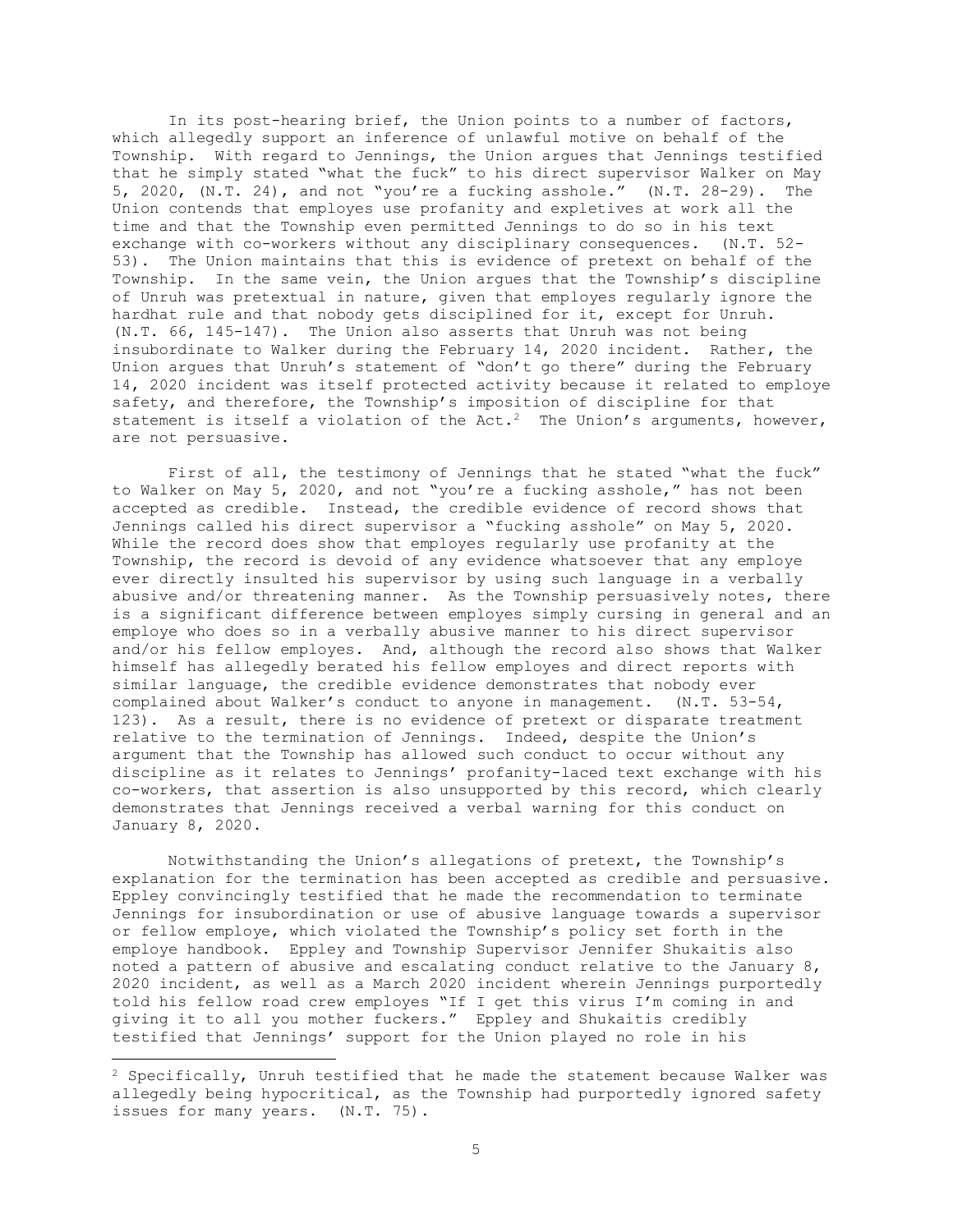In its post-hearing brief, the Union points to a number of factors, which allegedly support an inference of unlawful motive on behalf of the Township. With regard to Jennings, the Union argues that Jennings testified that he simply stated "what the fuck" to his direct supervisor Walker on May 5, 2020, (N.T. 24), and not "you're a fucking asshole." (N.T. 28-29). The Union contends that employes use profanity and expletives at work all the time and that the Township even permitted Jennings to do so in his text exchange with co-workers without any disciplinary consequences. (N.T. 52-53). The Union maintains that this is evidence of pretext on behalf of the Township. In the same vein, the Union argues that the Township's discipline of Unruh was pretextual in nature, given that employes regularly ignore the hardhat rule and that nobody gets disciplined for it, except for Unruh. (N.T. 66, 145-147). The Union also asserts that Unruh was not being insubordinate to Walker during the February 14, 2020 incident. Rather, the Union argues that Unruh's statement of "don't go there" during the February 14, 2020 incident was itself protected activity because it related to employe safety, and therefore, the Township's imposition of discipline for that statement is itself a violation of the Act.[2] The Union's arguments, however, are not persuasive.

First of all, the testimony of Jennings that he stated "what the fuck" to Walker on May 5, 2020, and not "you're a fucking asshole," has not been accepted as credible. Instead, the credible evidence of record shows that Jennings called his direct supervisor a "fucking asshole" on May 5, 2020. While the record does show that employes regularly use profanity at the Township, the record is devoid of any evidence whatsoever that any employe ever directly insulted his supervisor by using such language in a verbally abusive and/or threatening manner. As the Township persuasively notes, there is a significant difference between employes simply cursing in general and an employe who does so in a verbally abusive manner to his direct supervisor and/or his fellow employes. And, although the record also shows that Walker himself has allegedly berated his fellow employes and direct reports with similar language, the credible evidence demonstrates that nobody ever complained about Walker's conduct to anyone in management. (N.T. 53-54, 123). As a result, there is no evidence of pretext or disparate treatment relative to the termination of Jennings. Indeed, despite the Union's argument that the Township has allowed such conduct to occur without any discipline as it relates to Jennings' profanity-laced text exchange with his co-workers, that assertion is also unsupported by this record, which clearly demonstrates that Jennings received a verbal warning for this conduct on January 8, 2020.

Notwithstanding the Union's allegations of pretext, the Township's explanation for the termination has been accepted as credible and persuasive. Eppley convincingly testified that he made the recommendation to terminate Jennings for insubordination or use of abusive language towards a supervisor or fellow employe, which violated the Township's policy set forth in the employe handbook. Eppley and Township Supervisor Jennifer Shukaitis also noted a pattern of abusive and escalating conduct relative to the January 8, 2020 incident, as well as a March 2020 incident wherein Jennings purportedly told his fellow road crew employes "If I get this virus I'm coming in and giving it to all you mother fuckers." Eppley and Shukaitis credibly testified that Jennings' support for the Union played no role in his

---

[2] Specifically, Unruh testified that he made the statement because Walker was allegedly being hypocritical, as the Township had purportedly ignored safety issues for many years. (N.T. 75).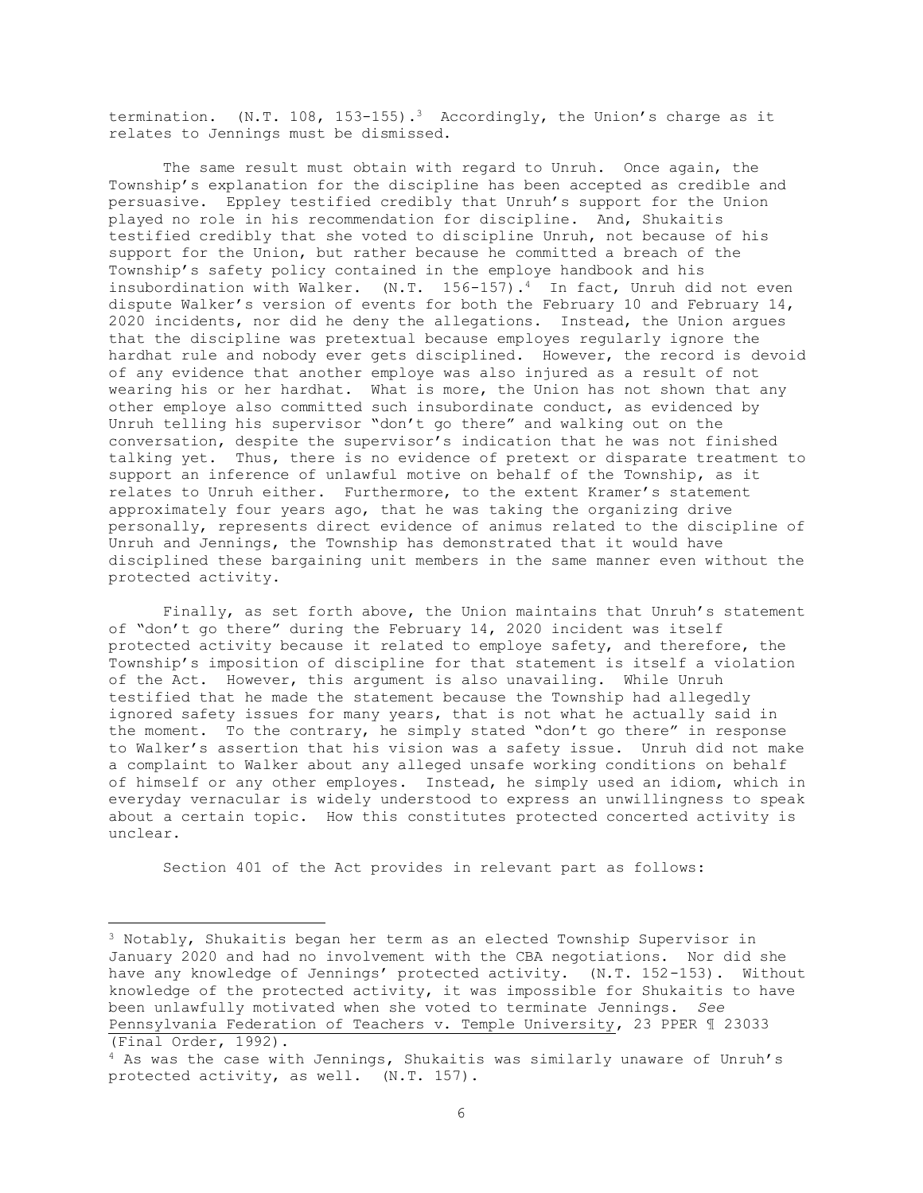termination. (N.T. 108, 153-155).[3] Accordingly, the Union's charge as it relates to Jennings must be dismissed.

The same result must obtain with regard to Unruh. Once again, the Township's explanation for the discipline has been accepted as credible and persuasive. Eppley testified credibly that Unruh's support for the Union played no role in his recommendation for discipline. And, Shukaitis testified credibly that she voted to discipline Unruh, not because of his support for the Union, but rather because he committed a breach of the Township's safety policy contained in the employe handbook and his insubordination with Walker. (N.T. 156-157).[4] In fact, Unruh did not even dispute Walker's version of events for both the February 10 and February 14, 2020 incidents, nor did he deny the allegations. Instead, the Union argues that the discipline was pretextual because employes regularly ignore the hardhat rule and nobody ever gets disciplined. However, the record is devoid of any evidence that another employe was also injured as a result of not wearing his or her hardhat. What is more, the Union has not shown that any other employe also committed such insubordinate conduct, as evidenced by Unruh telling his supervisor "don't go there" and walking out on the conversation, despite the supervisor's indication that he was not finished talking yet. Thus, there is no evidence of pretext or disparate treatment to support an inference of unlawful motive on behalf of the Township, as it relates to Unruh either. Furthermore, to the extent Kramer's statement approximately four years ago, that he was taking the organizing drive personally, represents direct evidence of animus related to the discipline of Unruh and Jennings, the Township has demonstrated that it would have disciplined these bargaining unit members in the same manner even without the protected activity.

Finally, as set forth above, the Union maintains that Unruh's statement of "don't go there" during the February 14, 2020 incident was itself protected activity because it related to employe safety, and therefore, the Township's imposition of discipline for that statement is itself a violation of the Act. However, this argument is also unavailing. While Unruh testified that he made the statement because the Township had allegedly ignored safety issues for many years, that is not what he actually said in the moment. To the contrary, he simply stated "don't go there" in response to Walker's assertion that his vision was a safety issue. Unruh did not make a complaint to Walker about any alleged unsafe working conditions on behalf of himself or any other employes. Instead, he simply used an idiom, which in everyday vernacular is widely understood to express an unwillingness to speak about a certain topic. How this constitutes protected concerted activity is unclear.

Section 401 of the Act provides in relevant part as follows:

---

[3] Notably, Shukaitis began her term as an elected Township Supervisor in January 2020 and had no involvement with the CBA negotiations. Nor did she have any knowledge of Jennings' protected activity. (N.T. 152-153). Without knowledge of the protected activity, it was impossible for Shukaitis to have been unlawfully motivated when she voted to terminate Jennings. *See* Pennsylvania Federation of Teachers v. Temple University, 23 PPER ¶ 23033 (Final Order, 1992).

[4] As was the case with Jennings, Shukaitis was similarly unaware of Unruh's protected activity, as well. (N.T. 157).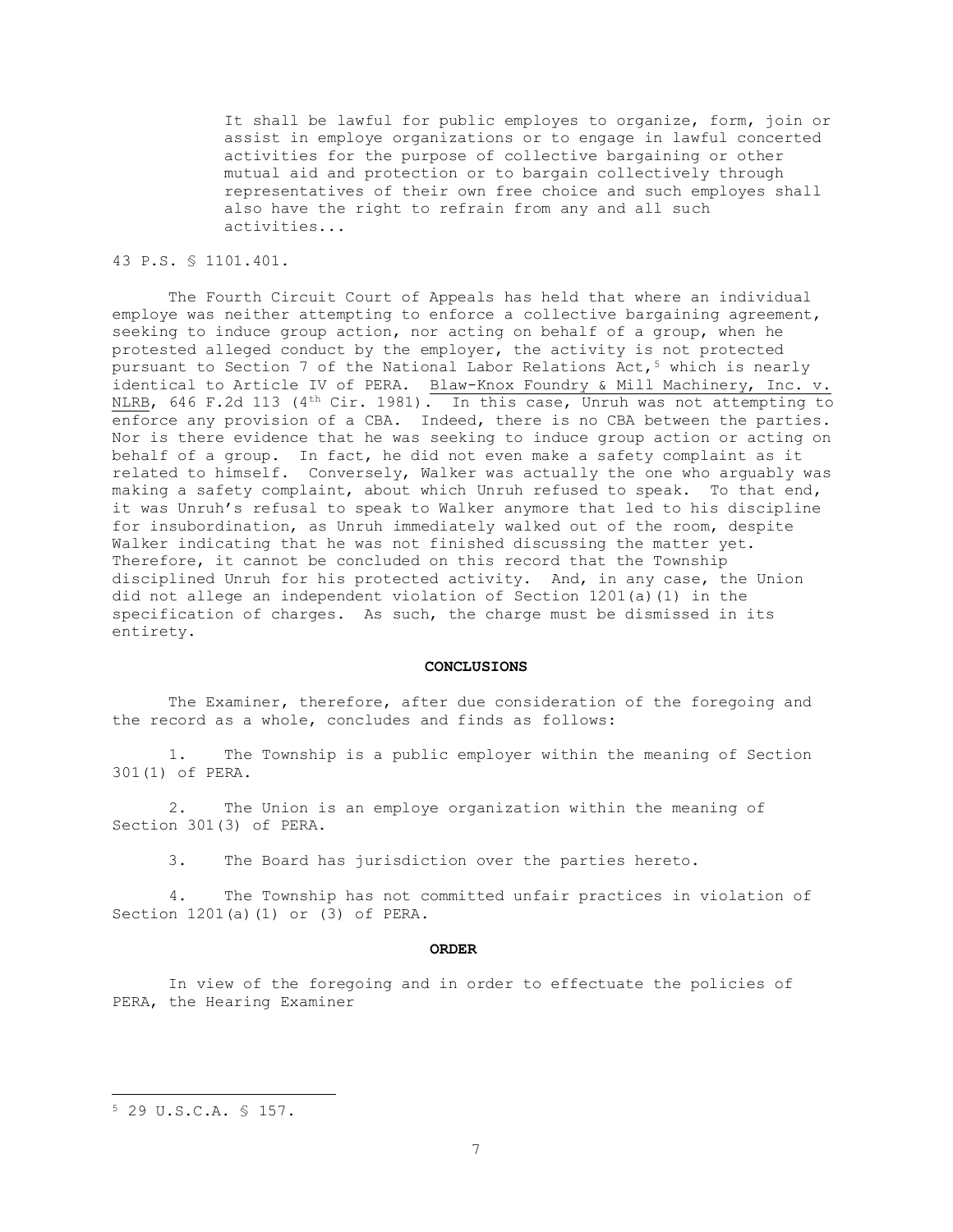> It shall be lawful for public employes to organize, form, join or assist in employe organizations or to engage in lawful concerted activities for the purpose of collective bargaining or other mutual aid and protection or to bargain collectively through representatives of their own free choice and such employes shall also have the right to refrain from any and all such activities...

43 P.S. § 1101.401.

The Fourth Circuit Court of Appeals has held that where an individual employe was neither attempting to enforce a collective bargaining agreement, seeking to induce group action, nor acting on behalf of a group, when he protested alleged conduct by the employer, the activity is not protected pursuant to Section 7 of the National Labor Relations Act,[5] which is nearly identical to Article IV of PERA. Blaw-Knox Foundry & Mill Machinery, Inc. v. NLRB, 646 F.2d 113 (4th Cir. 1981). In this case, Unruh was not attempting to enforce any provision of a CBA. Indeed, there is no CBA between the parties. Nor is there evidence that he was seeking to induce group action or acting on behalf of a group. In fact, he did not even make a safety complaint as it related to himself. Conversely, Walker was actually the one who arguably was making a safety complaint, about which Unruh refused to speak. To that end, it was Unruh's refusal to speak to Walker anymore that led to his discipline for insubordination, as Unruh immediately walked out of the room, despite Walker indicating that he was not finished discussing the matter yet. Therefore, it cannot be concluded on this record that the Township disciplined Unruh for his protected activity. And, in any case, the Union did not allege an independent violation of Section 1201(a)(1) in the specification of charges. As such, the charge must be dismissed in its entirety.

**CONCLUSIONS**

The Examiner, therefore, after due consideration of the foregoing and the record as a whole, concludes and finds as follows:

1. The Township is a public employer within the meaning of Section 301(1) of PERA.

2. The Union is an employe organization within the meaning of Section 301(3) of PERA.

3. The Board has jurisdiction over the parties hereto.

4. The Township has not committed unfair practices in violation of Section 1201(a)(1) or (3) of PERA.

**ORDER**

In view of the foregoing and in order to effectuate the policies of PERA, the Hearing Examiner

---

[5] 29 U.S.C.A. § 157.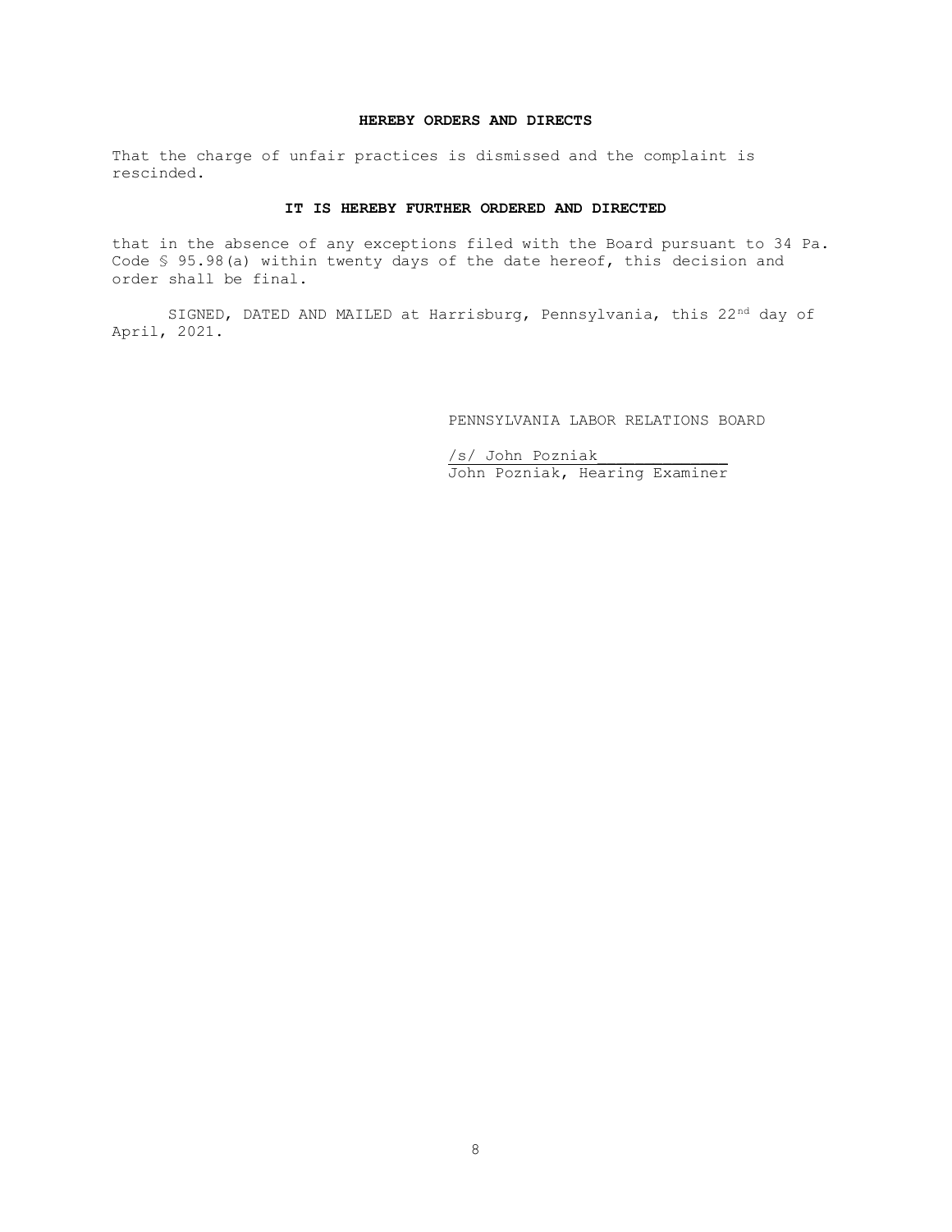**HEREBY ORDERS AND DIRECTS**

That the charge of unfair practices is dismissed and the complaint is rescinded.

**IT IS HEREBY FURTHER ORDERED AND DIRECTED**

that in the absence of any exceptions filed with the Board pursuant to 34 Pa. Code § 95.98(a) within twenty days of the date hereof, this decision and order shall be final.

SIGNED, DATED AND MAILED at Harrisburg, Pennsylvania, this 22nd day of April, 2021.

PENNSYLVANIA LABOR RELATIONS BOARD

/s/ John Pozniak
John Pozniak, Hearing Examiner